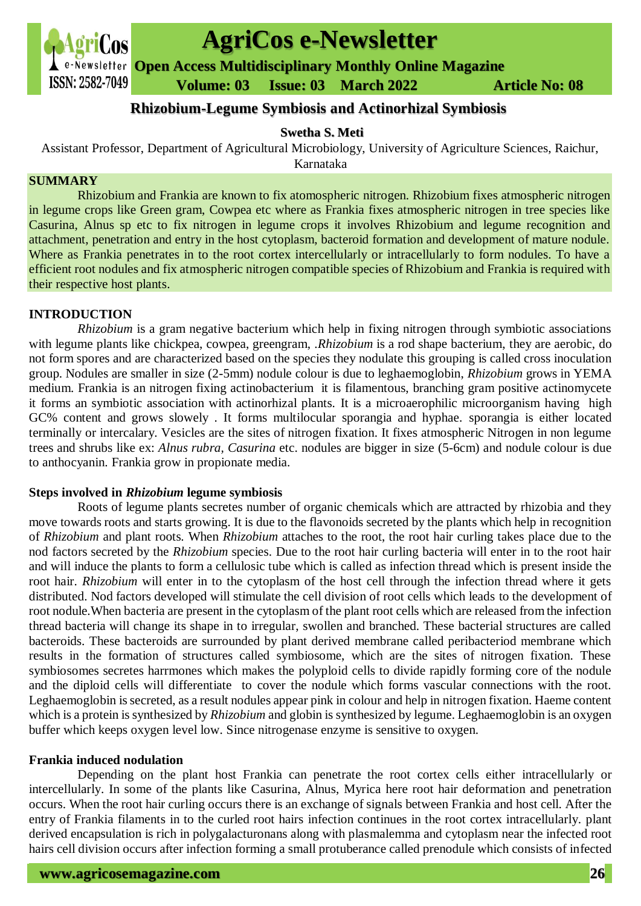# Rhizobium-Legume Symbiosis and Actinorhizal Symbiosis

**Swetha S. Meti**

Assistant Professor, Department of Agricultural Microbiology, University of Agriculture Sciences, Raichur, Karnataka

## SUMMARY

Rhizobium and Frankia are known to fix atomospheric nitrogen. Rhizobium fixes atmospheric nitrogen in legume crops like Green gram, Cowpea etc where as Frankia fixes atmospheric nitrogen in tree species like Casurina, Alnus sp etc to fix nitrogen in legume crops it involves Rhizobium and legume recognition and attachment, penetration and entry in the host cytoplasm, bacteroid formation and development of mature nodule. Where as Frankia penetrates in to the root cortex intercellularly or intracellularly to form nodules. To have a efficient root nodules and fix atmospheric nitrogen compatible species of Rhizobium and Frankia is required with their respective host plants.

## INTRODUCTION

*Rhizobium* is a gram negative bacterium which help in fixing nitrogen through symbiotic associations with legume plants like chickpea, cowpea, greengram, .*Rhizobium* is a rod shape bacterium, they are aerobic, do not form spores and are characterized based on the species they nodulate this grouping is called cross inoculation group. Nodules are smaller in size (2-5mm) nodule colour is due to leghaemoglobin, *Rhizobium* grows in YEMA medium. Frankia is an nitrogen fixing actinobacterium it is filamentous, branching gram positive actinomycete it forms an symbiotic association with actinorhizal plants. It is a microaerophilic microorganism having high GC% content and grows slowely . It forms multilocular sporangia and hyphae. sporangia is either located terminally or intercalary. Vesicles are the sites of nitrogen fixation. It fixes atmospheric Nitrogen in non legume trees and shrubs like ex: *Alnus rubra, Casurina* etc. nodules are bigger in size (5-6cm) and nodule colour is due to anthocyanin. Frankia grow in propionate media.

### Steps involved in *Rhizobium* legume symbiosis

Roots of legume plants secretes number of organic chemicals which are attracted by rhizobia and they move towards roots and starts growing. It is due to the flavonoids secreted by the plants which help in recognition of *Rhizobium* and plant roots. When *Rhizobium* attaches to the root, the root hair curling takes place due to the nod factors secreted by the *Rhizobium* species. Due to the root hair curling bacteria will enter in to the root hair and will induce the plants to form a cellulosic tube which is called as infection thread which is present inside the root hair. *Rhizobium* will enter in to the cytoplasm of the host cell through the infection thread where it gets distributed. Nod factors developed will stimulate the cell division of root cells which leads to the development of root nodule.When bacteria are present in the cytoplasm of the plant root cells which are released from the infection thread bacteria will change its shape in to irregular, swollen and branched. These bacterial structures are called bacteroids. These bacteroids are surrounded by plant derived membrane called peribacteriod membrane which results in the formation of structures called symbiosome, which are the sites of nitrogen fixation. These symbiosomes secretes harrmones which makes the polyploid cells to divide rapidly forming core of the nodule and the diploid cells will differentiate to cover the nodule which forms vascular connections with the root. Leghaemoglobin is secreted, as a result nodules appear pink in colour and help in nitrogen fixation. Haeme content which is a protein is synthesized by *Rhizobium* and globin is synthesized by legume. Leghaemoglobin is an oxygen buffer which keeps oxygen level low. Since nitrogenase enzyme is sensitive to oxygen.

### Frankia induced nodulation

Depending on the plant host Frankia can penetrate the root cortex cells either intracellularly or intercellularly. In some of the plants like Casurina, Alnus, Myrica here root hair deformation and penetration occurs. When the root hair curling occurs there is an exchange of signals between Frankia and host cell. After the entry of Frankia filaments in to the curled root hairs infection continues in the root cortex intracellularly. plant derived encapsulation is rich in polygalacturonans along with plasmalemma and cytoplasm near the infected root hairs cell division occurs after infection forming a small protuberance called prenodule which consists of infected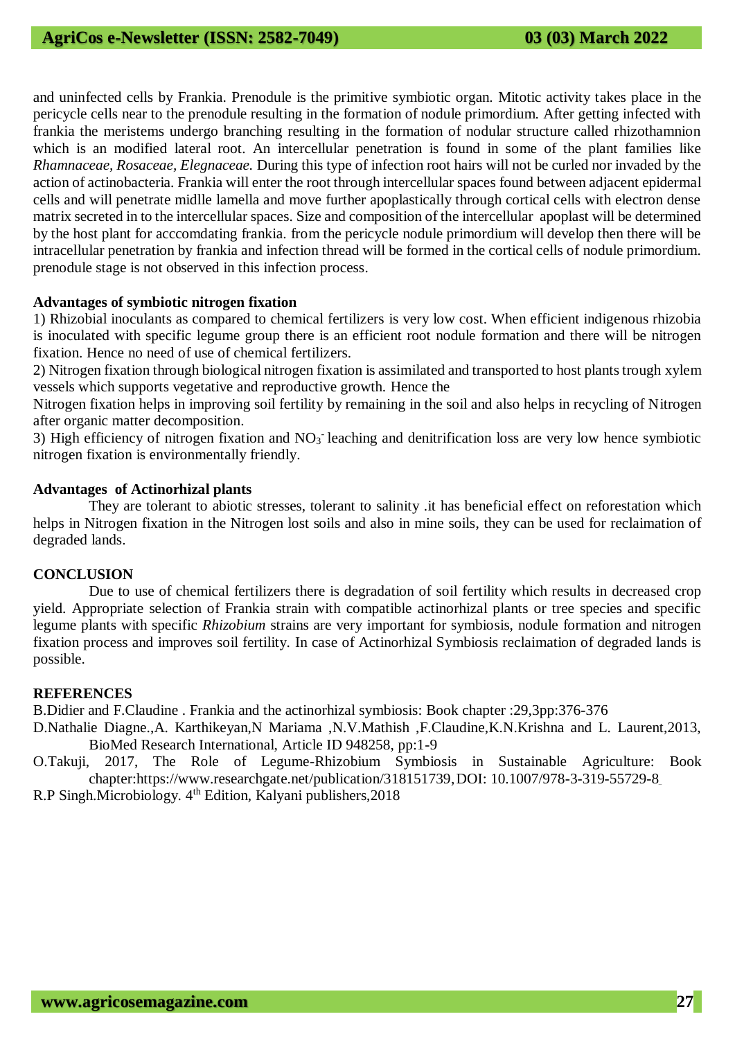and uninfected cells by Frankia. Prenodule is the primitive symbiotic organ. Mitotic activity takes place in the pericycle cells near to the prenodule resulting in the formation of nodule primordium. After getting infected with frankia the meristems undergo branching resulting in the formation of nodular structure called rhizothamnion which is an modified lateral root. An intercellular penetration is found in some of the plant families like *Rhamnaceae, Rosaceae, Elegnaceae.* During this type of infection root hairs will not be curled nor invaded by the action of actinobacteria. Frankia will enter the root through intercellular spaces found between adjacent epidermal cells and will penetrate midlle lamella and move further apoplastically through cortical cells with electron dense matrix secreted in to the intercellular spaces. Size and composition of the intercellular apoplast will be determined by the host plant for acccomdating frankia. from the pericycle nodule primordium will develop then there will be intracellular penetration by frankia and infection thread will be formed in the cortical cells of nodule primordium. prenodule stage is not observed in this infection process.

**Advantages of symbiotic nitrogen fixation**

1) Rhizobial inoculants as compared to chemical fertilizers is very low cost. When efficient indigenous rhizobia is inoculated with specific legume group there is an efficient root nodule formation and there will be nitrogen fixation. Hence no need of use of chemical fertilizers.

2) Nitrogen fixation through biological nitrogen fixation is assimilated and transported to host plants trough xylem vessels which supports vegetative and reproductive growth. Hence the

Nitrogen fixation helps in improving soil fertility by remaining in the soil and also helps in recycling of Nitrogen after organic matter decomposition.

3) High efficiency of nitrogen fixation and $NO_3^-$ leaching and denitrification loss are very low hence symbiotic nitrogen fixation is environmentally friendly.

**Advantages of Actinorhizal plants**

They are tolerant to abiotic stresses, tolerant to salinity .it has beneficial effect on reforestation which helps in Nitrogen fixation in the Nitrogen lost soils and also in mine soils, they can be used for reclamation of degraded lands.

**CONCLUSION**

Due to use of chemical fertilizers there is degradation of soil fertility which results in decreased crop yield. Appropriate selection of Frankia strain with compatible actinorhizal plants or tree species and specific legume plants with specific *Rhizobium* strains are very important for symbiosis, nodule formation and nitrogen fixation process and improves soil fertility. In case of Actinorhizal Symbiosis reclaimation of degraded lands is possible.

**REFERENCES**

B.Didier and F.Claudine . Frankia and the actinorhizal symbiosis: Book chapter :29,3pp:376-376

D.Nathalie Diagne.,A. Karthikeyan,N Mariama ,N.V.Mathish ,F.Claudine,K.N.Krishna and L. Laurent,2013, BioMed Research International, Article ID 948258, pp:1-9

O.Takuji, 2017, The Role of Legume-Rhizobium Symbiosis in Sustainable Agriculture: Book chapter:https://www.researchgate.net/publication/318151739, DOI: 10.1007/978-3-319-55729-8

R.P Singh.Microbiology. 4th Edition, Kalyani publishers,2018